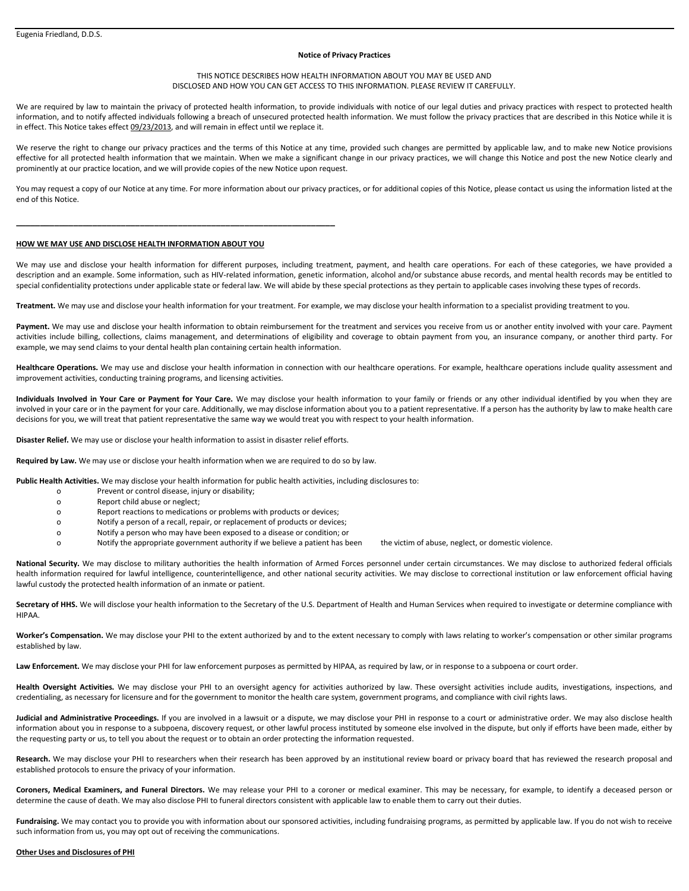Eugenia Friedland, D.D.S.

# Notice of Privacy Practices

THIS NOTICE DESCRIBES HOW HEALTH INFORMATION ABOUT YOU MAY BE USED AND DISCLOSED AND HOW YOU CAN GET ACCESS TO THIS INFORMATION. PLEASE REVIEW IT CAREFULLY.

We are required by law to maintain the privacy of protected health information, to provide individuals with notice of our legal duties and privacy practices with respect to protected health information, and to notify affected individuals following a breach of unsecured protected health information. We must follow the privacy practices that are described in this Notice while it is in effect. This Notice takes effect 09/23/2013, and will remain in effect until we replace it.

We reserve the right to change our privacy practices and the terms of this Notice at any time, provided such changes are permitted by applicable law, and to make new Notice provisions effective for all protected health information that we maintain. When we make a significant change in our privacy practices, we will change this Notice and post the new Notice clearly and prominently at our practice location, and we will provide copies of the new Notice upon request.

You may request a copy of our Notice at any time. For more information about our privacy practices, or for additional copies of this Notice, please contact us using the information listed at the end of this Notice.

---

## HOW WE MAY USE AND DISCLOSE HEALTH INFORMATION ABOUT YOU

We may use and disclose your health information for different purposes, including treatment, payment, and health care operations. For each of these categories, we have provided a description and an example. Some information, such as HIV-related information, genetic information, alcohol and/or substance abuse records, and mental health records may be entitled to special confidentiality protections under applicable state or federal law. We will abide by these special protections as they pertain to applicable cases involving these types of records.

**Treatment.** We may use and disclose your health information for your treatment. For example, we may disclose your health information to a specialist providing treatment to you.

**Payment.** We may use and disclose your health information to obtain reimbursement for the treatment and services you receive from us or another entity involved with your care. Payment activities include billing, collections, claims management, and determinations of eligibility and coverage to obtain payment from you, an insurance company, or another third party. For example, we may send claims to your dental health plan containing certain health information.

**Healthcare Operations.** We may use and disclose your health information in connection with our healthcare operations. For example, healthcare operations include quality assessment and improvement activities, conducting training programs, and licensing activities.

**Individuals Involved in Your Care or Payment for Your Care.** We may disclose your health information to your family or friends or any other individual identified by you when they are involved in your care or in the payment for your care. Additionally, we may disclose information about you to a patient representative. If a person has the authority by law to make health care decisions for you, we will treat that patient representative the same way we would treat you with respect to your health information.

**Disaster Relief.** We may use or disclose your health information to assist in disaster relief efforts.

**Required by Law.** We may use or disclose your health information when we are required to do so by law.

**Public Health Activities.** We may disclose your health information for public health activities, including disclosures to:

- Prevent or control disease, injury or disability;
- Report child abuse or neglect;
- Report reactions to medications or problems with products or devices;
- Notify a person of a recall, repair, or replacement of products or devices;
- Notify a person who may have been exposed to a disease or condition; or
- Notify the appropriate government authority if we believe a patient has been the victim of abuse, neglect, or domestic violence.

**National Security.** We may disclose to military authorities the health information of Armed Forces personnel under certain circumstances. We may disclose to authorized federal officials health information required for lawful intelligence, counterintelligence, and other national security activities. We may disclose to correctional institution or law enforcement official having lawful custody the protected health information of an inmate or patient.

**Secretary of HHS.** We will disclose your health information to the Secretary of the U.S. Department of Health and Human Services when required to investigate or determine compliance with HIPAA.

**Worker's Compensation.** We may disclose your PHI to the extent authorized by and to the extent necessary to comply with laws relating to worker's compensation or other similar programs established by law.

**Law Enforcement.** We may disclose your PHI for law enforcement purposes as permitted by HIPAA, as required by law, or in response to a subpoena or court order.

**Health Oversight Activities.** We may disclose your PHI to an oversight agency for activities authorized by law. These oversight activities include audits, investigations, inspections, and credentialing, as necessary for licensure and for the government to monitor the health care system, government programs, and compliance with civil rights laws.

**Judicial and Administrative Proceedings.** If you are involved in a lawsuit or a dispute, we may disclose your PHI in response to a court or administrative order. We may also disclose health information about you in response to a subpoena, discovery request, or other lawful process instituted by someone else involved in the dispute, but only if efforts have been made, either by the requesting party or us, to tell you about the request or to obtain an order protecting the information requested.

**Research.** We may disclose your PHI to researchers when their research has been approved by an institutional review board or privacy board that has reviewed the research proposal and established protocols to ensure the privacy of your information.

**Coroners, Medical Examiners, and Funeral Directors.** We may release your PHI to a coroner or medical examiner. This may be necessary, for example, to identify a deceased person or determine the cause of death. We may also disclose PHI to funeral directors consistent with applicable law to enable them to carry out their duties.

**Fundraising.** We may contact you to provide you with information about our sponsored activities, including fundraising programs, as permitted by applicable law. If you do not wish to receive such information from us, you may opt out of receiving the communications.

### Other Uses and Disclosures of PHI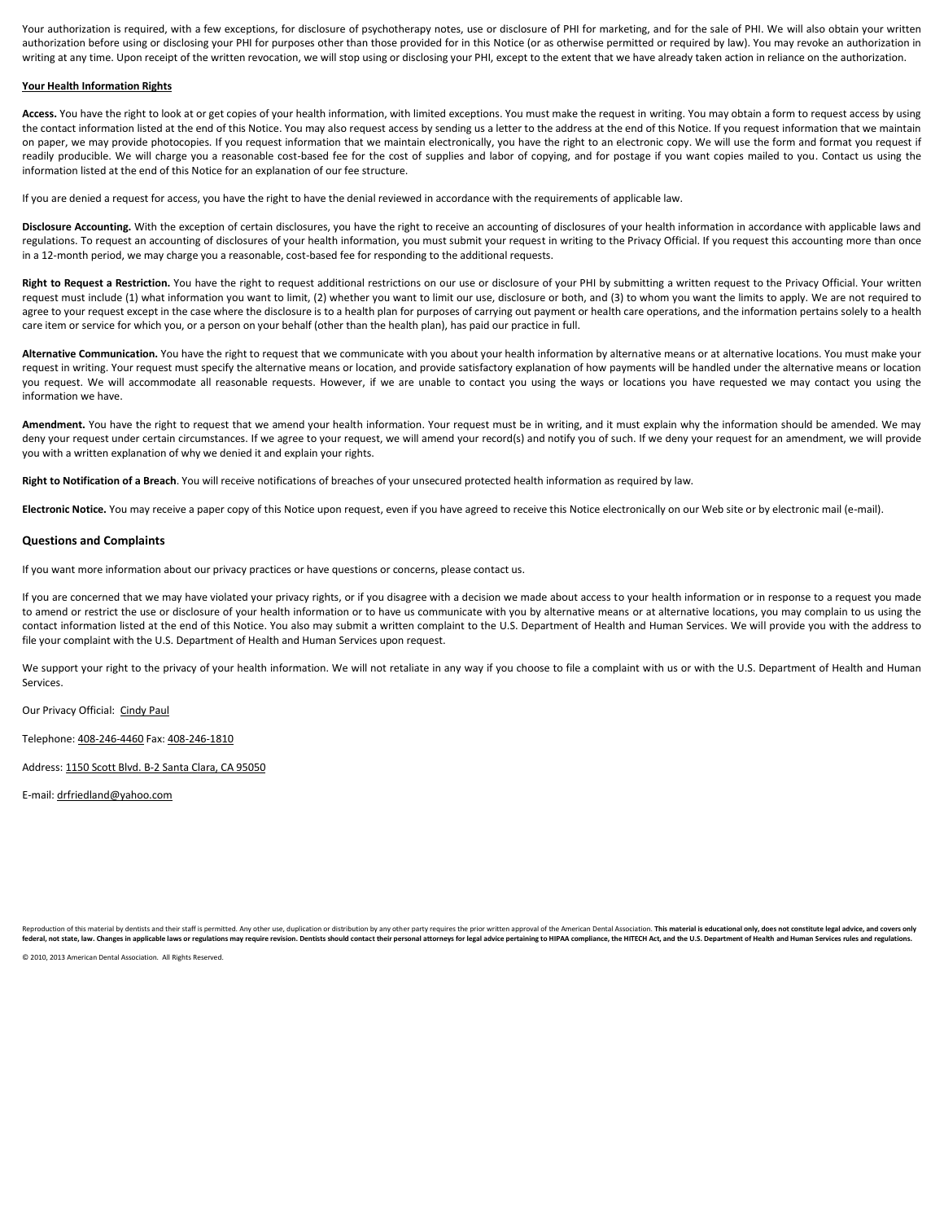Your authorization is required, with a few exceptions, for disclosure of psychotherapy notes, use or disclosure of PHI for marketing, and for the sale of PHI. We will also obtain your written authorization before using or disclosing your PHI for purposes other than those provided for in this Notice (or as otherwise permitted or required by law). You may revoke an authorization in writing at any time. Upon receipt of the written revocation, we will stop using or disclosing your PHI, except to the extent that we have already taken action in reliance on the authorization.

**Your Health Information Rights**

**Access.** You have the right to look at or get copies of your health information, with limited exceptions. You must make the request in writing. You may obtain a form to request access by using the contact information listed at the end of this Notice. You may also request access by sending us a letter to the address at the end of this Notice. If you request information that we maintain on paper, we may provide photocopies. If you request information that we maintain electronically, you have the right to an electronic copy. We will use the form and format you request if readily producible. We will charge you a reasonable cost-based fee for the cost of supplies and labor of copying, and for postage if you want copies mailed to you. Contact us using the information listed at the end of this Notice for an explanation of our fee structure.

If you are denied a request for access, you have the right to have the denial reviewed in accordance with the requirements of applicable law.

**Disclosure Accounting.** With the exception of certain disclosures, you have the right to receive an accounting of disclosures of your health information in accordance with applicable laws and regulations. To request an accounting of disclosures of your health information, you must submit your request in writing to the Privacy Official. If you request this accounting more than once in a 12-month period, we may charge you a reasonable, cost-based fee for responding to the additional requests.

**Right to Request a Restriction.** You have the right to request additional restrictions on our use or disclosure of your PHI by submitting a written request to the Privacy Official. Your written request must include (1) what information you want to limit, (2) whether you want to limit our use, disclosure or both, and (3) to whom you want the limits to apply. We are not required to agree to your request except in the case where the disclosure is to a health plan for purposes of carrying out payment or health care operations, and the information pertains solely to a health care item or service for which you, or a person on your behalf (other than the health plan), has paid our practice in full.

**Alternative Communication.** You have the right to request that we communicate with you about your health information by alternative means or at alternative locations. You must make your request in writing. Your request must specify the alternative means or location, and provide satisfactory explanation of how payments will be handled under the alternative means or location you request. We will accommodate all reasonable requests. However, if we are unable to contact you using the ways or locations you have requested we may contact you using the information we have.

**Amendment.** You have the right to request that we amend your health information. Your request must be in writing, and it must explain why the information should be amended. We may deny your request under certain circumstances. If we agree to your request, we will amend your record(s) and notify you of such. If we deny your request for an amendment, we will provide you with a written explanation of why we denied it and explain your rights.

**Right to Notification of a Breach**. You will receive notifications of breaches of your unsecured protected health information as required by law.

**Electronic Notice.** You may receive a paper copy of this Notice upon request, even if you have agreed to receive this Notice electronically on our Web site or by electronic mail (e-mail).

### Questions and Complaints

If you want more information about our privacy practices or have questions or concerns, please contact us.

If you are concerned that we may have violated your privacy rights, or if you disagree with a decision we made about access to your health information or in response to a request you made to amend or restrict the use or disclosure of your health information or to have us communicate with you by alternative means or at alternative locations, you may complain to us using the contact information listed at the end of this Notice. You also may submit a written complaint to the U.S. Department of Health and Human Services. We will provide you with the address to file your complaint with the U.S. Department of Health and Human Services upon request.

We support your right to the privacy of your health information. We will not retaliate in any way if you choose to file a complaint with us or with the U.S. Department of Health and Human Services.

Our Privacy Official: Cindy Paul

Telephone: 408-246-4460 Fax: 408-246-1810

Address: 1150 Scott Blvd. B-2 Santa Clara, CA 95050

E-mail: drfriedland@yahoo.com

Reproduction of this material by dentists and their staff is permitted. Any other use, duplication or distribution by any other party requires the prior written approval of the American Dental Association. **This material is educational only, does not constitute legal advice, and covers only federal, not state, law. Changes in applicable laws or regulations may require revision. Dentists should contact their personal attorneys for legal advice pertaining to HIPAA compliance, the HITECH Act, and the U.S. Department of Health and Human Services rules and regulations.**

© 2010, 2013 American Dental Association. All Rights Reserved.